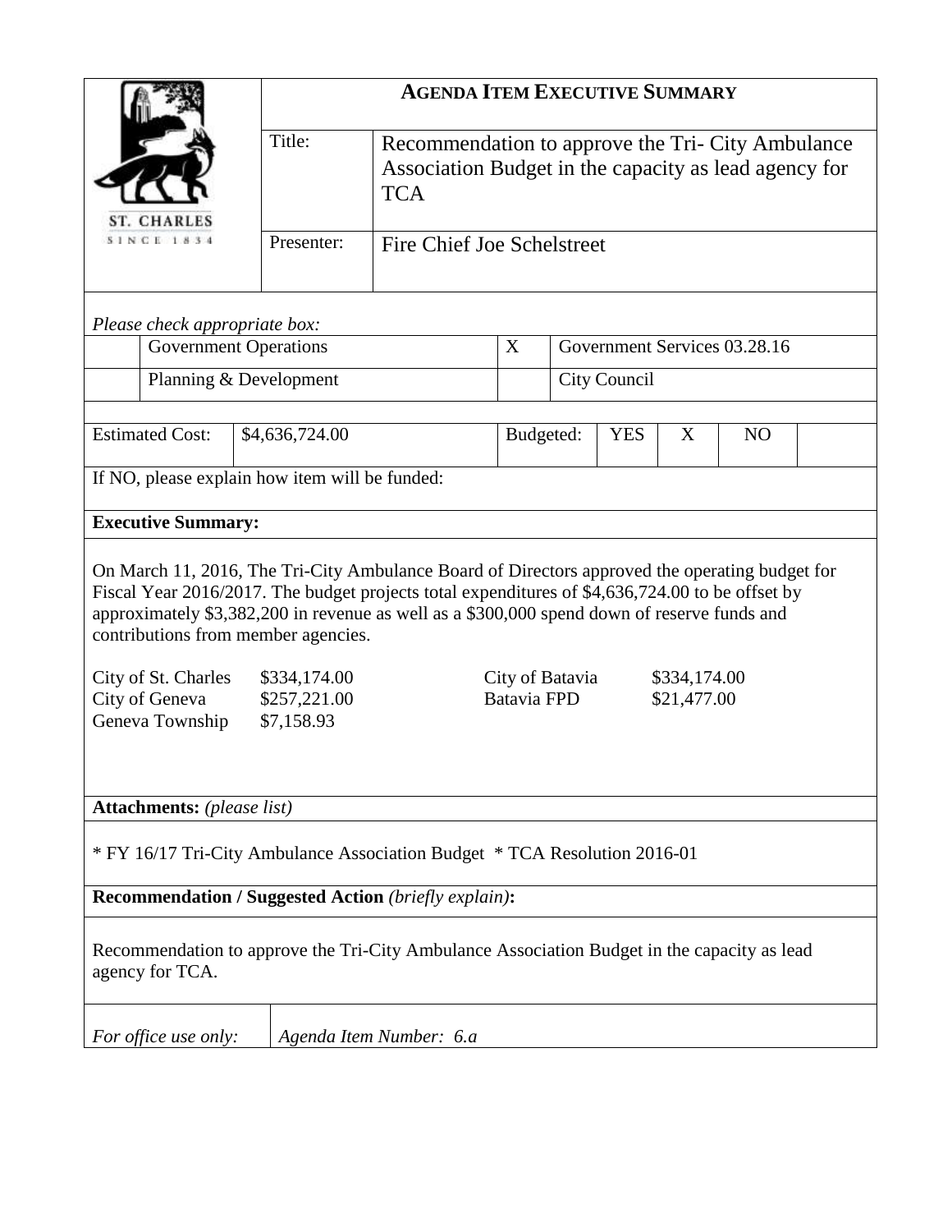ST. CHARLES
SINCE 1834

# AGENDA ITEM EXECUTIVE SUMMARY

| | |
|---|---|
| Title: | Recommendation to approve the Tri- City Ambulance Association Budget in the capacity as lead agency for TCA |
| Presenter: | Fire Chief Joe Schelstreet |

*Please check appropriate box:*

| | | | |
|---|---|---|---|
| | Government Operations | X | Government Services 03.28.16 |
| | Planning & Development | | City Council |

| Estimated Cost: | $4,636,724.00 | Budgeted: | YES | X | NO | |
|---|---|---|---|---|---|---|

If NO, please explain how item will be funded:

**Executive Summary:**

On March 11, 2016, The Tri-City Ambulance Board of Directors approved the operating budget for Fiscal Year 2016/2017. The budget projects total expenditures of $4,636,724.00 to be offset by approximately $3,382,200 in revenue as well as a $300,000 spend down of reserve funds and contributions from member agencies.

| | | | |
|---|---|---|---|
| City of St. Charles | $334,174.00 | City of Batavia | $334,174.00 |
| City of Geneva | $257,221.00 | Batavia FPD | $21,477.00 |
| Geneva Township | $7,158.93 | | |

**Attachments:** *(please list)*

* FY 16/17 Tri-City Ambulance Association Budget * TCA Resolution 2016-01

**Recommendation / Suggested Action** *(briefly explain)***:**

Recommendation to approve the Tri-City Ambulance Association Budget in the capacity as lead agency for TCA.

*For office use only:* *Agenda Item Number: 6.a*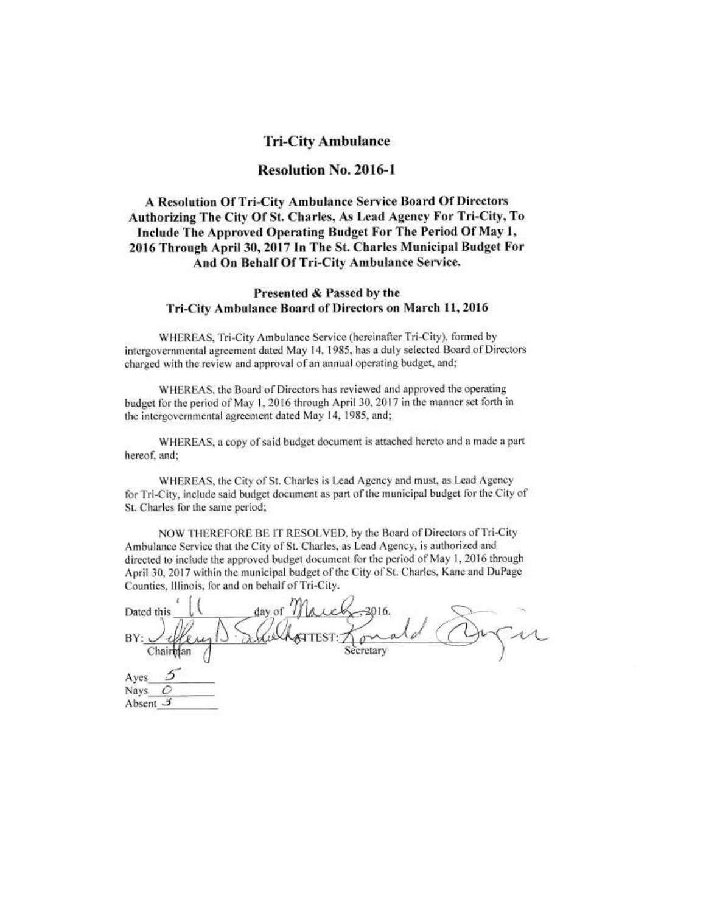# Tri-City Ambulance

## Resolution No. 2016-1

### A Resolution Of Tri-City Ambulance Service Board Of Directors Authorizing The City Of St. Charles, As Lead Agency For Tri-City, To Include The Approved Operating Budget For The Period Of May 1, 2016 Through April 30, 2017 In The St. Charles Municipal Budget For And On Behalf Of Tri-City Ambulance Service.

### Presented & Passed by the Tri-City Ambulance Board of Directors on March 11, 2016

WHEREAS, Tri-City Ambulance Service (hereinafter Tri-City), formed by intergovernmental agreement dated May 14, 1985, has a duly selected Board of Directors charged with the review and approval of an annual operating budget, and;

WHEREAS, the Board of Directors has reviewed and approved the operating budget for the period of May 1, 2016 through April 30, 2017 in the manner set forth in the intergovernmental agreement dated May 14, 1985, and;

WHEREAS, a copy of said budget document is attached hereto and a made a part hereof, and;

WHEREAS, the City of St. Charles is Lead Agency and must, as Lead Agency for Tri-City, include said budget document as part of the municipal budget for the City of St. Charles for the same period;

NOW THEREFORE BE IT RESOLVED, by the Board of Directors of Tri-City Ambulance Service that the City of St. Charles, as Lead Agency, is authorized and directed to include the approved budget document for the period of May 1, 2016 through April 30, 2017 within the municipal budget of the City of St. Charles, Kane and DuPage Counties, Illinois, for and on behalf of Tri-City.

Dated this 11 day of March 2016.

BY: Jeffrey D. Schielke, Chairman

ATTEST: Ronald Origin, Secretary

Ayes 5

Nays 0

Absent 3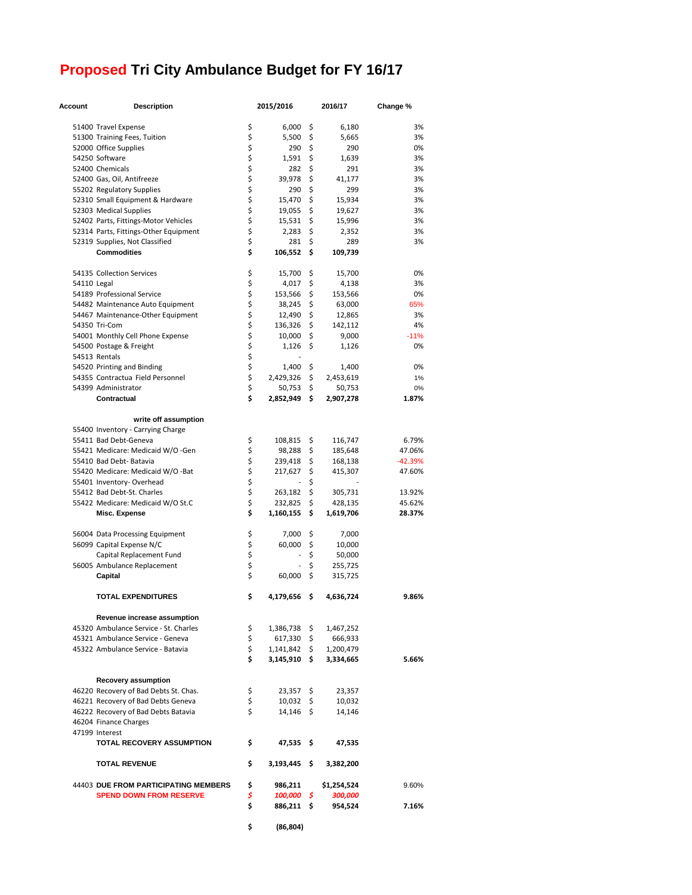# Proposed Tri City Ambulance Budget for FY 16/17

| Account | Description | 2015/2016 | 2016/17 | Change % |
|---|---|---|---|---|
| 51400 | Travel Expense | $ 6,000 | $ 6,180 | 3% |
| 51300 | Training Fees, Tuition | $ 5,500 | $ 5,665 | 3% |
| 52000 | Office Supplies | $ 290 | $ 290 | 0% |
| 54250 | Software | $ 1,591 | $ 1,639 | 3% |
| 52400 | Chemicals | $ 282 | $ 291 | 3% |
| 52400 | Gas, Oil, Antifreeze | $ 39,978 | $ 41,177 | 3% |
| 55202 | Regulatory Supplies | $ 290 | $ 299 | 3% |
| 52310 | Small Equipment & Hardware | $ 15,470 | $ 15,934 | 3% |
| 52303 | Medical Supplies | $ 19,055 | $ 19,627 | 3% |
| 52402 | Parts, Fittings-Motor Vehicles | $ 15,531 | $ 15,996 | 3% |
| 52314 | Parts, Fittings-Other Equipment | $ 2,283 | $ 2,352 | 3% |
| 52319 | Supplies, Not Classified | $ 281 | $ 289 | 3% |
| | **Commodities** | **$ 106,552** | **$ 109,739** | |
| | | | | |
| 54135 | Collection Services | $ 15,700 | $ 15,700 | 0% |
| 54110 | Legal | $ 4,017 | $ 4,138 | 3% |
| 54189 | Professional Service | $ 153,566 | $ 153,566 | 0% |
| 54482 | Maintenance Auto Equipment | $ 38,245 | $ 63,000 | 65% |
| 54467 | Maintenance-Other Equipment | $ 12,490 | $ 12,865 | 3% |
| 54350 | Tri-Com | $ 136,326 | $ 142,112 | 4% |
| 54001 | Monthly Cell Phone Expense | $ 10,000 | $ 9,000 | -11% |
| 54500 | Postage & Freight | $ 1,126 | $ 1,126 | 0% |
| 54513 | Rentals | $ - | | |
| 54520 | Printing and Binding | $ 1,400 | $ 1,400 | 0% |
| 54355 | Contractua Field Personnel | $ 2,429,326 | $ 2,453,619 | 1% |
| 54399 | Administrator | $ 50,753 | $ 50,753 | 0% |
| | **Contractual** | **$ 2,852,949** | **$ 2,907,278** | **1.87%** |
| | | | | |
| | **write off assumption** | | | |
| 55400 | Inventory - Carrying Charge | | | |
| 55411 | Bad Debt-Geneva | $ 108,815 | $ 116,747 | 6.79% |
| 55421 | Medicare: Medicaid W/O -Gen | $ 98,288 | $ 185,648 | 47.06% |
| 55410 | Bad Debt- Batavia | $ 239,418 | $ 168,138 | -42.39% |
| 55420 | Medicare: Medicaid W/O -Bat | $ 217,627 | $ 415,307 | 47.60% |
| 55401 | Inventory- Overhead | $ - | $ - | |
| 55412 | Bad Debt-St. Charles | $ 263,182 | $ 305,731 | 13.92% |
| 55422 | Medicare: Medicaid W/O St.C | $ 232,825 | $ 428,135 | 45.62% |
| | **Misc. Expense** | **$ 1,160,155** | **$ 1,619,706** | **28.37%** |
| | | | | |
| 56004 | Data Processing Equipment | $ 7,000 | $ 7,000 | |
| 56099 | Capital Expense N/C | $ 60,000 | $ 10,000 | |
| | Capital Replacement Fund | $ - | $ 50,000 | |
| 56005 | Ambulance Replacement | $ - | $ 255,725 | |
| | **Capital** | $ 60,000 | $ 315,725 | |
| | | | | |
| | **TOTAL EXPENDITURES** | **$ 4,179,656** | **$ 4,636,724** | **9.86%** |
| | | | | |
| | **Revenue increase assumption** | | | |
| 45320 | Ambulance Service - St. Charles | $ 1,386,738 | $ 1,467,252 | |
| 45321 | Ambulance Service - Geneva | $ 617,330 | $ 666,933 | |
| 45322 | Ambulance Service - Batavia | $ 1,141,842 | $ 1,200,479 | |
| | | **$ 3,145,910** | **$ 3,334,665** | **5.66%** |
| | | | | |
| | **Recovery assumption** | | | |
| 46220 | Recovery of Bad Debts St. Chas. | $ 23,357 | $ 23,357 | |
| 46221 | Recovery of Bad Debts Geneva | $ 10,032 | $ 10,032 | |
| 46222 | Recovery of Bad Debts Batavia | $ 14,146 | $ 14,146 | |
| 46204 | Finance Charges | | | |
| 47199 | Interest | | | |
| | **TOTAL RECOVERY ASSUMPTION** | **$ 47,535** | **$ 47,535** | |
| | | | | |
| | **TOTAL REVENUE** | **$ 3,193,445** | **$ 3,382,200** | |
| | | | | |
| 44403 | **DUE FROM PARTICIPATING MEMBERS** | **$ 986,211** | **$1,254,524** | 9.60% |
| | **SPEND DOWN FROM RESERVE** | ***$ 100,000*** | ***$ 300,000*** | |
| | | **$ 886,211** | **$ 954,524** | **7.16%** |
| | | | | |
| | | **$ (86,804)** | | |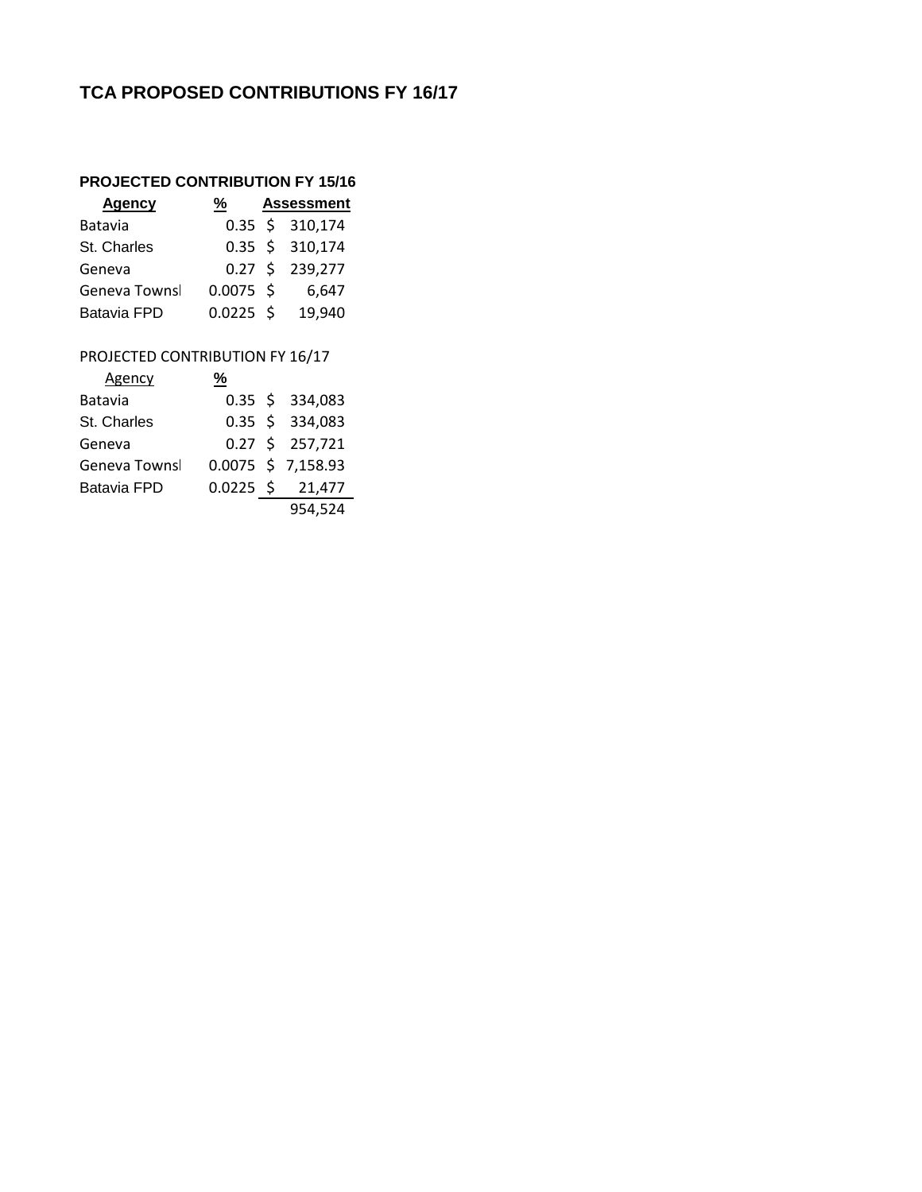# TCA PROPOSED CONTRIBUTIONS FY 16/17

**PROJECTED CONTRIBUTION FY 15/16**

| Agency | % | Assessment |
|---|---|---|
| Batavia | 0.35 | $ 310,174 |
| St. Charles | 0.35 | $ 310,174 |
| Geneva | 0.27 | $ 239,277 |
| Geneva Townsl | 0.0075 | $ 6,647 |
| Batavia FPD | 0.0225 | $ 19,940 |

PROJECTED CONTRIBUTION FY 16/17

| Agency | % | |
|---|---|---|
| Batavia | 0.35 | $ 334,083 |
| St. Charles | 0.35 | $ 334,083 |
| Geneva | 0.27 | $ 257,721 |
| Geneva Townsl | 0.0075 | $ 7,158.93 |
| Batavia FPD | 0.0225 | $ 21,477 |
| | | 954,524 |